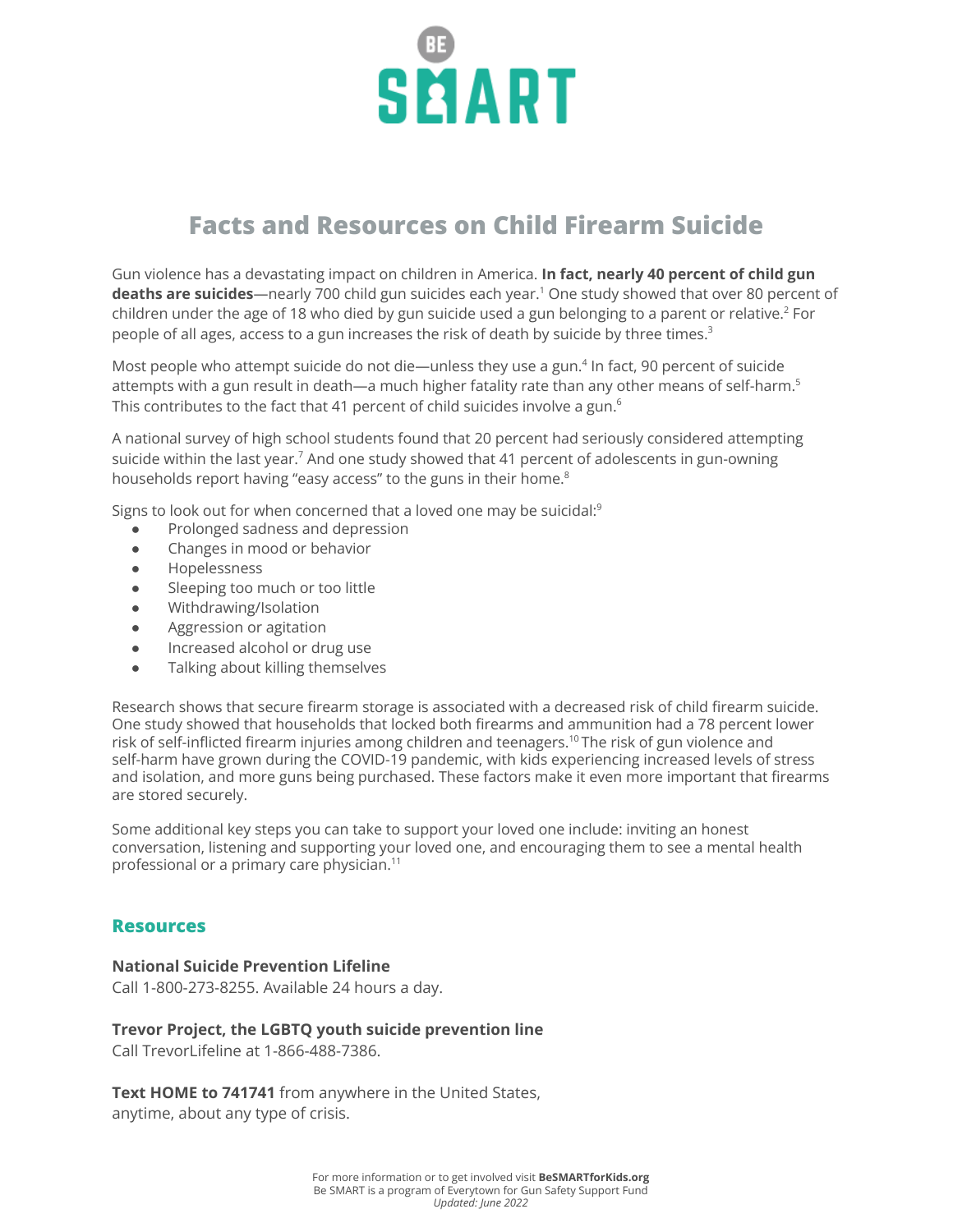BE SMART

# Facts and Resources on Child Firearm Suicide

Gun violence has a devastating impact on children in America. **In fact, nearly 40 percent of child gun deaths are suicides**—nearly 700 child gun suicides each year.[1] One study showed that over 80 percent of children under the age of 18 who died by gun suicide used a gun belonging to a parent or relative.[2] For people of all ages, access to a gun increases the risk of death by suicide by three times.[3]

Most people who attempt suicide do not die—unless they use a gun.[4] In fact, 90 percent of suicide attempts with a gun result in death—a much higher fatality rate than any other means of self-harm.[5] This contributes to the fact that 41 percent of child suicides involve a gun.[6]

A national survey of high school students found that 20 percent had seriously considered attempting suicide within the last year.[7] And one study showed that 41 percent of adolescents in gun-owning households report having "easy access" to the guns in their home.[8]

Signs to look out for when concerned that a loved one may be suicidal:[9]

- Prolonged sadness and depression
- Changes in mood or behavior
- Hopelessness
- Sleeping too much or too little
- Withdrawing/Isolation
- Aggression or agitation
- Increased alcohol or drug use
- Talking about killing themselves

Research shows that secure firearm storage is associated with a decreased risk of child firearm suicide. One study showed that households that locked both firearms and ammunition had a 78 percent lower risk of self-inflicted firearm injuries among children and teenagers.[10] The risk of gun violence and self-harm have grown during the COVID-19 pandemic, with kids experiencing increased levels of stress and isolation, and more guns being purchased. These factors make it even more important that firearms are stored securely.

Some additional key steps you can take to support your loved one include: inviting an honest conversation, listening and supporting your loved one, and encouraging them to see a mental health professional or a primary care physician.[11]

## Resources

**National Suicide Prevention Lifeline**
Call 1-800-273-8255. Available 24 hours a day.

**Trevor Project, the LGBTQ youth suicide prevention line**
Call TrevorLifeline at 1-866-488-7386.

**Text HOME to 741741** from anywhere in the United States, anytime, about any type of crisis.

For more information or to get involved visit **BeSMARTforKids.org**
Be SMART is a program of Everytown for Gun Safety Support Fund
*Updated: June 2022*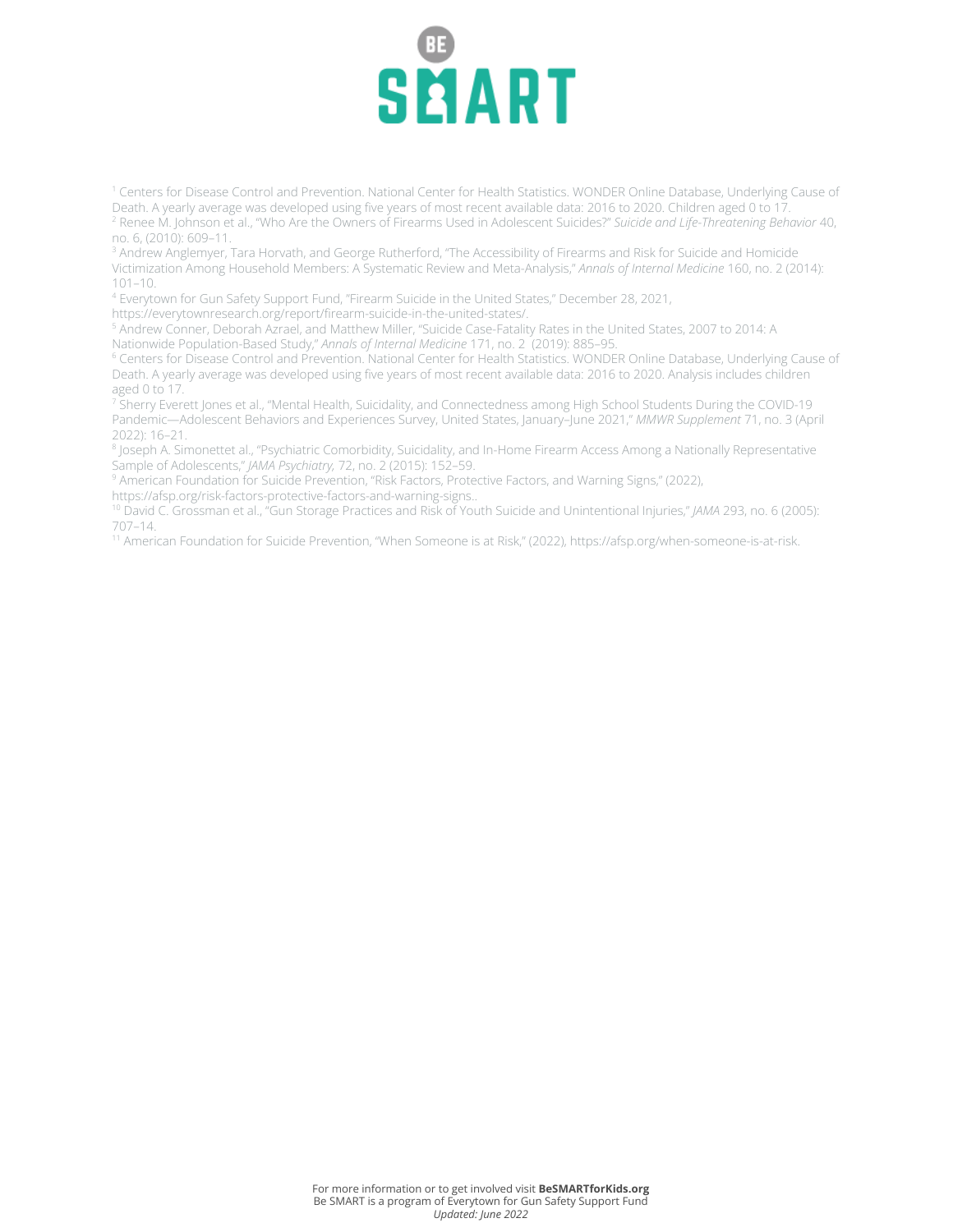BE SMART

[1] Centers for Disease Control and Prevention. National Center for Health Statistics. WONDER Online Database, Underlying Cause of Death. A yearly average was developed using five years of most recent available data: 2016 to 2020. Children aged 0 to 17.
[2] Renee M. Johnson et al., "Who Are the Owners of Firearms Used in Adolescent Suicides?" *Suicide and Life-Threatening Behavior* 40, no. 6, (2010): 609–11.
[3] Andrew Anglemyer, Tara Horvath, and George Rutherford, "The Accessibility of Firearms and Risk for Suicide and Homicide Victimization Among Household Members: A Systematic Review and Meta-Analysis," *Annals of Internal Medicine* 160, no. 2 (2014): 101–10.
[4] Everytown for Gun Safety Support Fund, "Firearm Suicide in the United States," December 28, 2021, https://everytownresearch.org/report/firearm-suicide-in-the-united-states/.
[5] Andrew Conner, Deborah Azrael, and Matthew Miller, "Suicide Case-Fatality Rates in the United States, 2007 to 2014: A Nationwide Population-Based Study," *Annals of Internal Medicine* 171, no. 2 (2019): 885–95.
[6] Centers for Disease Control and Prevention. National Center for Health Statistics. WONDER Online Database, Underlying Cause of Death. A yearly average was developed using five years of most recent available data: 2016 to 2020. Analysis includes children aged 0 to 17.
[7] Sherry Everett Jones et al., "Mental Health, Suicidality, and Connectedness among High School Students During the COVID-19 Pandemic—Adolescent Behaviors and Experiences Survey, United States, January–June 2021," *MMWR Supplement* 71, no. 3 (April 2022): 16–21.
[8] Joseph A. Simonettet al., "Psychiatric Comorbidity, Suicidality, and In-Home Firearm Access Among a Nationally Representative Sample of Adolescents," *JAMA Psychiatry*, 72, no. 2 (2015): 152–59.
[9] American Foundation for Suicide Prevention, "Risk Factors, Protective Factors, and Warning Signs," (2022), https://afsp.org/risk-factors-protective-factors-and-warning-signs..
[10] David C. Grossman et al., "Gun Storage Practices and Risk of Youth Suicide and Unintentional Injuries," *JAMA* 293, no. 6 (2005): 707–14.
[11] American Foundation for Suicide Prevention, "When Someone is at Risk," (2022), https://afsp.org/when-someone-is-at-risk.

For more information or to get involved visit **BeSMARTforKids.org**
Be SMART is a program of Everytown for Gun Safety Support Fund
*Updated: June 2022*